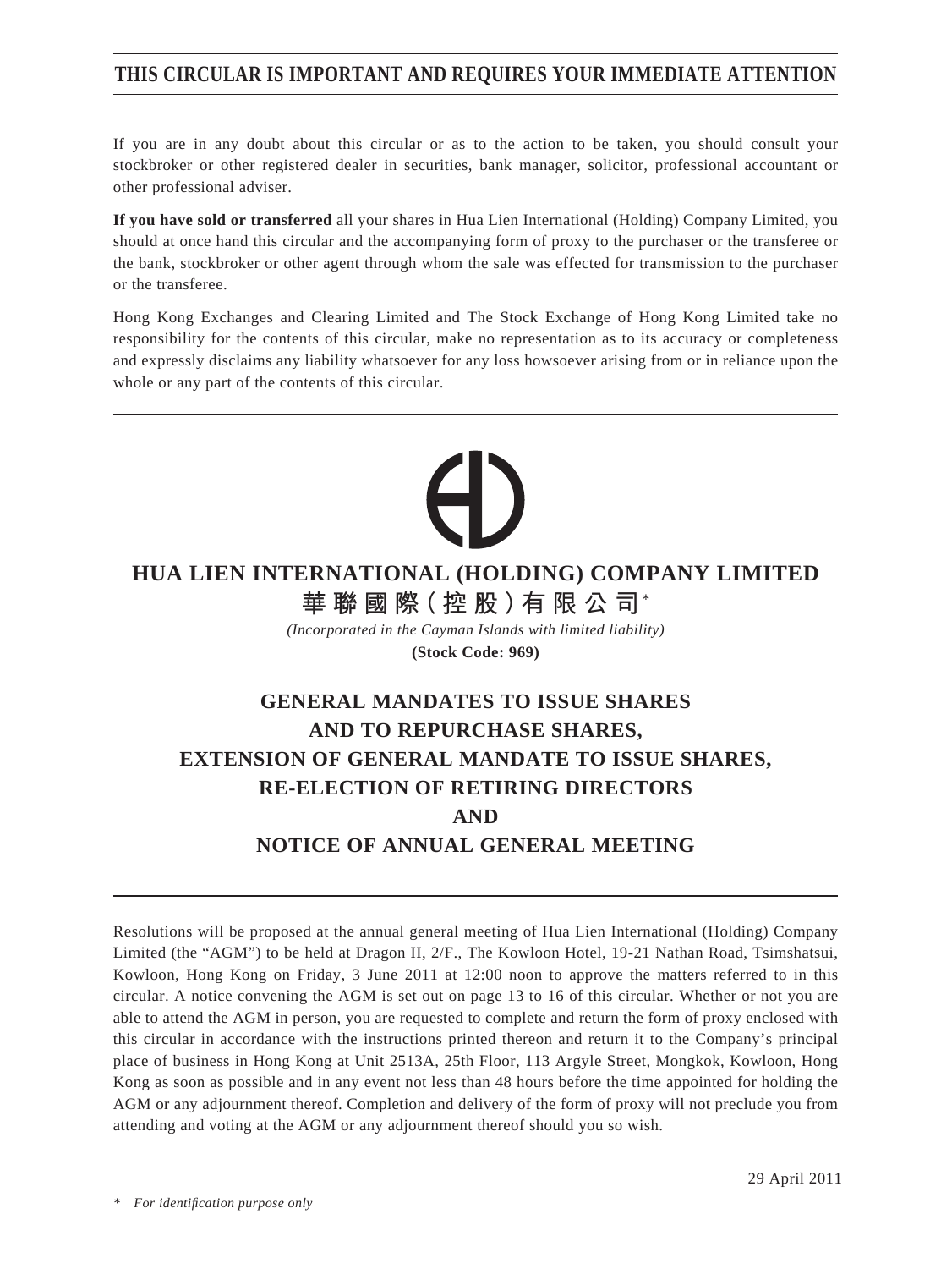# THIS CIRCULAR IS IMPORTANT AND REQUIRES YOUR IMMEDIATE ATTENTION

If you are in any doubt about this circular or as to the action to be taken, you should consult your stockbroker or other registered dealer in securities, bank manager, solicitor, professional accountant or other professional adviser.

**If you have sold or transferred** all your shares in Hua Lien International (Holding) Company Limited, you should at once hand this circular and the accompanying form of proxy to the purchaser or the transferee or the bank, stockbroker or other agent through whom the sale was effected for transmission to the purchaser or the transferee.

Hong Kong Exchanges and Clearing Limited and The Stock Exchange of Hong Kong Limited take no responsibility for the contents of this circular, make no representation as to its accuracy or completeness and expressly disclaims any liability whatsoever for any loss howsoever arising from or in reliance upon the whole or any part of the contents of this circular.

## HUA LIEN INTERNATIONAL (HOLDING) COMPANY LIMITED

## 華聯國際(控股)有限公司*

*(Incorporated in the Cayman Islands with limited liability)*

**(Stock Code: 969)**

## GENERAL MANDATES TO ISSUE SHARES AND TO REPURCHASE SHARES, EXTENSION OF GENERAL MANDATE TO ISSUE SHARES, RE-ELECTION OF RETIRING DIRECTORS AND NOTICE OF ANNUAL GENERAL MEETING

Resolutions will be proposed at the annual general meeting of Hua Lien International (Holding) Company Limited (the "AGM") to be held at Dragon II, 2/F., The Kowloon Hotel, 19-21 Nathan Road, Tsimshatsui, Kowloon, Hong Kong on Friday, 3 June 2011 at 12:00 noon to approve the matters referred to in this circular. A notice convening the AGM is set out on page 13 to 16 of this circular. Whether or not you are able to attend the AGM in person, you are requested to complete and return the form of proxy enclosed with this circular in accordance with the instructions printed thereon and return it to the Company's principal place of business in Hong Kong at Unit 2513A, 25th Floor, 113 Argyle Street, Mongkok, Kowloon, Hong Kong as soon as possible and in any event not less than 48 hours before the time appointed for holding the AGM or any adjournment thereof. Completion and delivery of the form of proxy will not preclude you from attending and voting at the AGM or any adjournment thereof should you so wish.

29 April 2011

\* *For identification purpose only*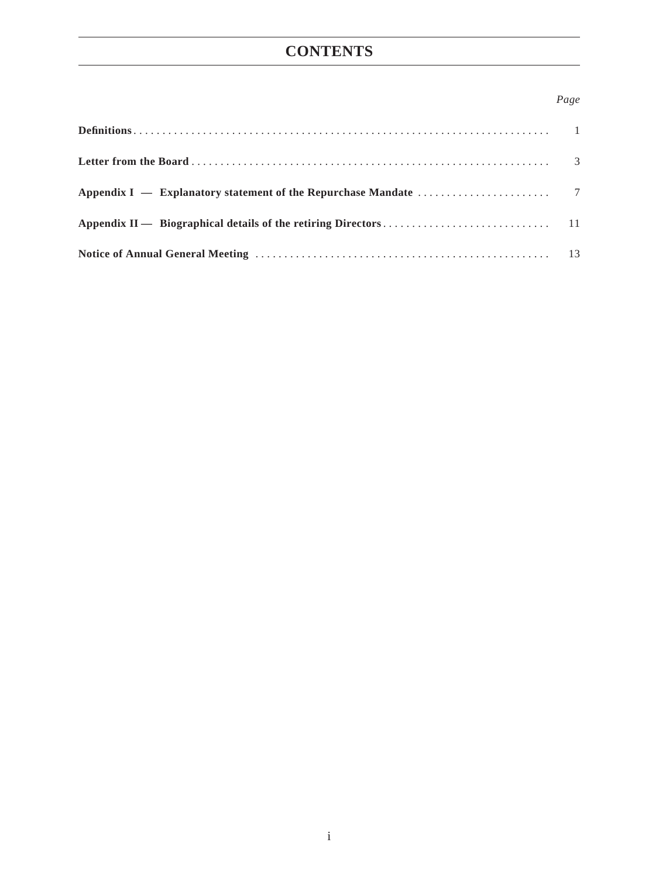# CONTENTS

| | Page |
|---|---|
| **Definitions** | 1 |
| **Letter from the Board** | 3 |
| **Appendix I — Explanatory statement of the Repurchase Mandate** | 7 |
| **Appendix II — Biographical details of the retiring Directors** | 11 |
| **Notice of Annual General Meeting** | 13 |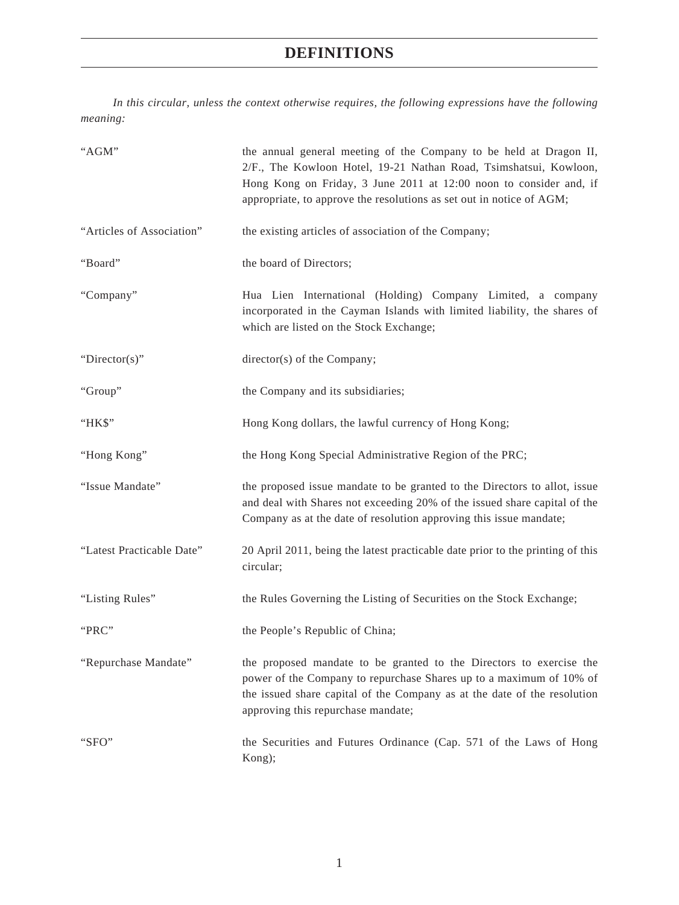# DEFINITIONS

*In this circular, unless the context otherwise requires, the following expressions have the following meaning:*

| | |
|---|---|
| "AGM" | the annual general meeting of the Company to be held at Dragon II, 2/F., The Kowloon Hotel, 19-21 Nathan Road, Tsimshatsui, Kowloon, Hong Kong on Friday, 3 June 2011 at 12:00 noon to consider and, if appropriate, to approve the resolutions as set out in notice of AGM; |
| "Articles of Association" | the existing articles of association of the Company; |
| "Board" | the board of Directors; |
| "Company" | Hua Lien International (Holding) Company Limited, a company incorporated in the Cayman Islands with limited liability, the shares of which are listed on the Stock Exchange; |
| "Director(s)" | director(s) of the Company; |
| "Group" | the Company and its subsidiaries; |
| "HK$" | Hong Kong dollars, the lawful currency of Hong Kong; |
| "Hong Kong" | the Hong Kong Special Administrative Region of the PRC; |
| "Issue Mandate" | the proposed issue mandate to be granted to the Directors to allot, issue and deal with Shares not exceeding 20% of the issued share capital of the Company as at the date of resolution approving this issue mandate; |
| "Latest Practicable Date" | 20 April 2011, being the latest practicable date prior to the printing of this circular; |
| "Listing Rules" | the Rules Governing the Listing of Securities on the Stock Exchange; |
| "PRC" | the People's Republic of China; |
| "Repurchase Mandate" | the proposed mandate to be granted to the Directors to exercise the power of the Company to repurchase Shares up to a maximum of 10% of the issued share capital of the Company as at the date of the resolution approving this repurchase mandate; |
| "SFO" | the Securities and Futures Ordinance (Cap. 571 of the Laws of Hong Kong); |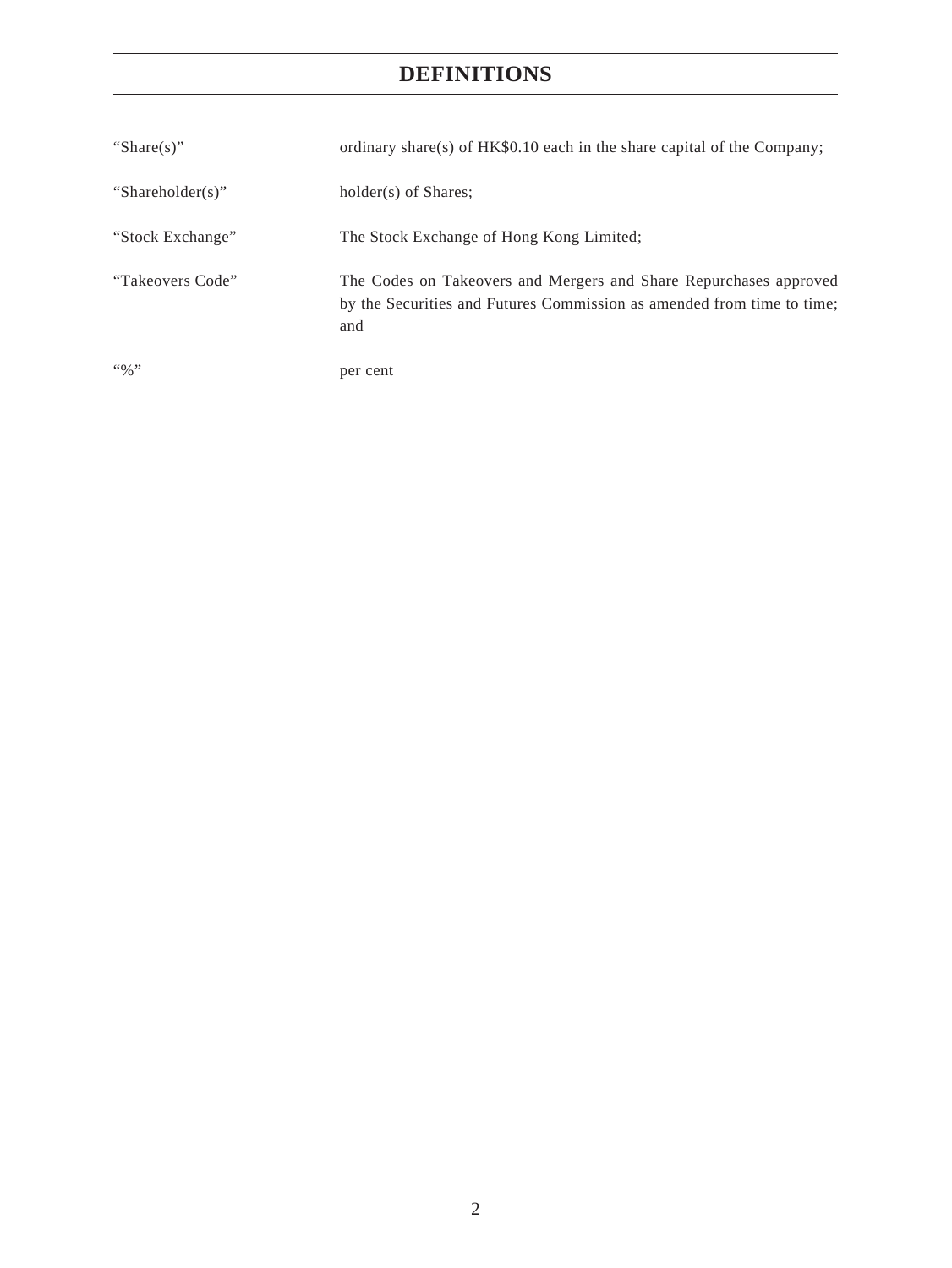# DEFINITIONS

| | |
|---|---|
| "Share(s)" | ordinary share(s) of HK$0.10 each in the share capital of the Company; |
| "Shareholder(s)" | holder(s) of Shares; |
| "Stock Exchange" | The Stock Exchange of Hong Kong Limited; |
| "Takeovers Code" | The Codes on Takeovers and Mergers and Share Repurchases approved by the Securities and Futures Commission as amended from time to time; and |
| "%" | per cent |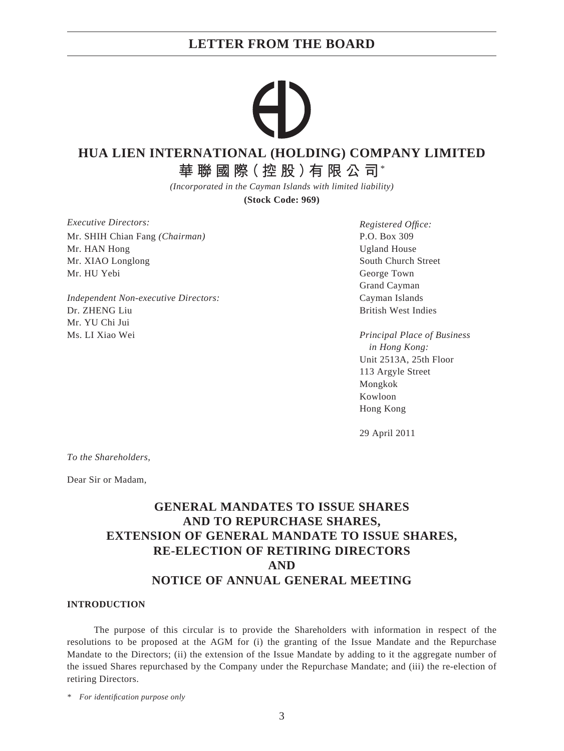# LETTER FROM THE BOARD

**HUA LIEN INTERNATIONAL (HOLDING) COMPANY LIMITED**

**華聯國際(控股)有限公司***

*(Incorporated in the Cayman Islands with limited liability)*

**(Stock Code: 969)**

*Executive Directors:*
Mr. SHIH Chian Fang *(Chairman)*
Mr. HAN Hong
Mr. XIAO Longlong
Mr. HU Yebi

*Independent Non-executive Directors:*
Dr. ZHENG Liu
Mr. YU Chi Jui
Ms. LI Xiao Wei

*Registered Office:*
P.O. Box 309
Ugland House
South Church Street
George Town
Grand Cayman
Cayman Islands
British West Indies

*Principal Place of Business in Hong Kong:*
Unit 2513A, 25th Floor
113 Argyle Street
Mongkok
Kowloon
Hong Kong

29 April 2011

*To the Shareholders,*

Dear Sir or Madam,

## GENERAL MANDATES TO ISSUE SHARES AND TO REPURCHASE SHARES, EXTENSION OF GENERAL MANDATE TO ISSUE SHARES, RE-ELECTION OF RETIRING DIRECTORS AND NOTICE OF ANNUAL GENERAL MEETING

### INTRODUCTION

The purpose of this circular is to provide the Shareholders with information in respect of the resolutions to be proposed at the AGM for (i) the granting of the Issue Mandate and the Repurchase Mandate to the Directors; (ii) the extension of the Issue Mandate by adding to it the aggregate number of the issued Shares repurchased by the Company under the Repurchase Mandate; and (iii) the re-election of retiring Directors.

\* *For identification purpose only*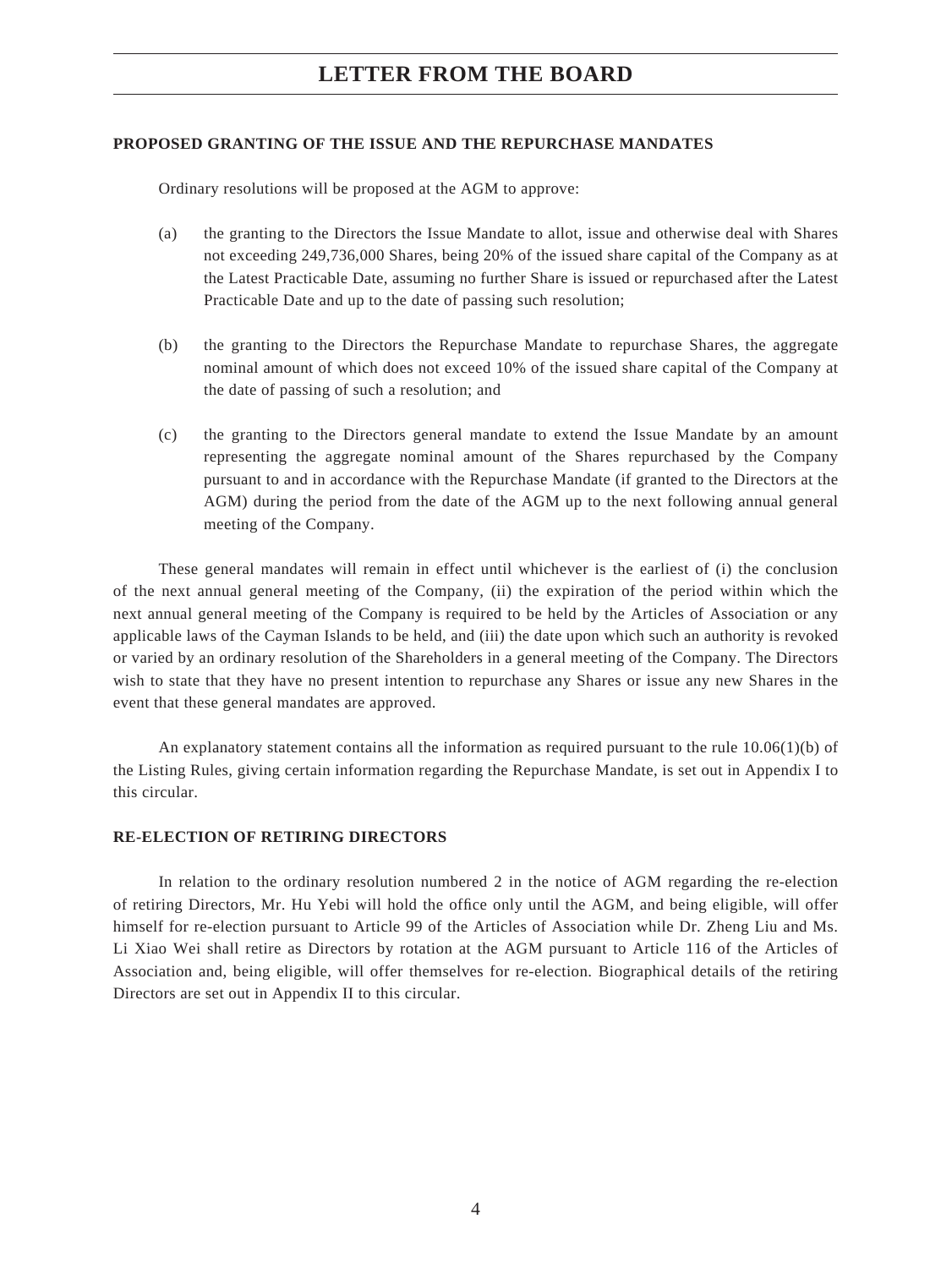## PROPOSED GRANTING OF THE ISSUE AND THE REPURCHASE MANDATES

Ordinary resolutions will be proposed at the AGM to approve:

(a) the granting to the Directors the Issue Mandate to allot, issue and otherwise deal with Shares not exceeding 249,736,000 Shares, being 20% of the issued share capital of the Company as at the Latest Practicable Date, assuming no further Share is issued or repurchased after the Latest Practicable Date and up to the date of passing such resolution;

(b) the granting to the Directors the Repurchase Mandate to repurchase Shares, the aggregate nominal amount of which does not exceed 10% of the issued share capital of the Company at the date of passing of such a resolution; and

(c) the granting to the Directors general mandate to extend the Issue Mandate by an amount representing the aggregate nominal amount of the Shares repurchased by the Company pursuant to and in accordance with the Repurchase Mandate (if granted to the Directors at the AGM) during the period from the date of the AGM up to the next following annual general meeting of the Company.

These general mandates will remain in effect until whichever is the earliest of (i) the conclusion of the next annual general meeting of the Company, (ii) the expiration of the period within which the next annual general meeting of the Company is required to be held by the Articles of Association or any applicable laws of the Cayman Islands to be held, and (iii) the date upon which such an authority is revoked or varied by an ordinary resolution of the Shareholders in a general meeting of the Company. The Directors wish to state that they have no present intention to repurchase any Shares or issue any new Shares in the event that these general mandates are approved.

An explanatory statement contains all the information as required pursuant to the rule 10.06(1)(b) of the Listing Rules, giving certain information regarding the Repurchase Mandate, is set out in Appendix I to this circular.

## RE-ELECTION OF RETIRING DIRECTORS

In relation to the ordinary resolution numbered 2 in the notice of AGM regarding the re-election of retiring Directors, Mr. Hu Yebi will hold the office only until the AGM, and being eligible, will offer himself for re-election pursuant to Article 99 of the Articles of Association while Dr. Zheng Liu and Ms. Li Xiao Wei shall retire as Directors by rotation at the AGM pursuant to Article 116 of the Articles of Association and, being eligible, will offer themselves for re-election. Biographical details of the retiring Directors are set out in Appendix II to this circular.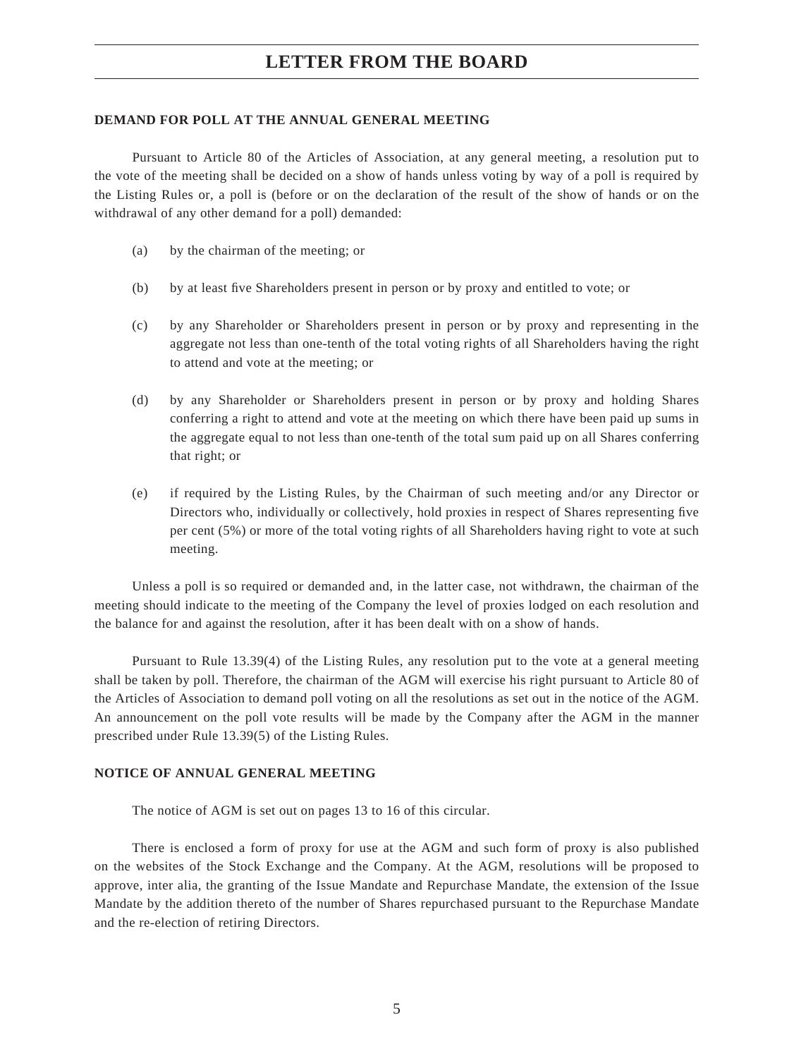## DEMAND FOR POLL AT THE ANNUAL GENERAL MEETING

Pursuant to Article 80 of the Articles of Association, at any general meeting, a resolution put to the vote of the meeting shall be decided on a show of hands unless voting by way of a poll is required by the Listing Rules or, a poll is (before or on the declaration of the result of the show of hands or on the withdrawal of any other demand for a poll) demanded:

(a) by the chairman of the meeting; or

(b) by at least five Shareholders present in person or by proxy and entitled to vote; or

(c) by any Shareholder or Shareholders present in person or by proxy and representing in the aggregate not less than one-tenth of the total voting rights of all Shareholders having the right to attend and vote at the meeting; or

(d) by any Shareholder or Shareholders present in person or by proxy and holding Shares conferring a right to attend and vote at the meeting on which there have been paid up sums in the aggregate equal to not less than one-tenth of the total sum paid up on all Shares conferring that right; or

(e) if required by the Listing Rules, by the Chairman of such meeting and/or any Director or Directors who, individually or collectively, hold proxies in respect of Shares representing five per cent (5%) or more of the total voting rights of all Shareholders having right to vote at such meeting.

Unless a poll is so required or demanded and, in the latter case, not withdrawn, the chairman of the meeting should indicate to the meeting of the Company the level of proxies lodged on each resolution and the balance for and against the resolution, after it has been dealt with on a show of hands.

Pursuant to Rule 13.39(4) of the Listing Rules, any resolution put to the vote at a general meeting shall be taken by poll. Therefore, the chairman of the AGM will exercise his right pursuant to Article 80 of the Articles of Association to demand poll voting on all the resolutions as set out in the notice of the AGM. An announcement on the poll vote results will be made by the Company after the AGM in the manner prescribed under Rule 13.39(5) of the Listing Rules.

## NOTICE OF ANNUAL GENERAL MEETING

The notice of AGM is set out on pages 13 to 16 of this circular.

There is enclosed a form of proxy for use at the AGM and such form of proxy is also published on the websites of the Stock Exchange and the Company. At the AGM, resolutions will be proposed to approve, inter alia, the granting of the Issue Mandate and Repurchase Mandate, the extension of the Issue Mandate by the addition thereto of the number of Shares repurchased pursuant to the Repurchase Mandate and the re-election of retiring Directors.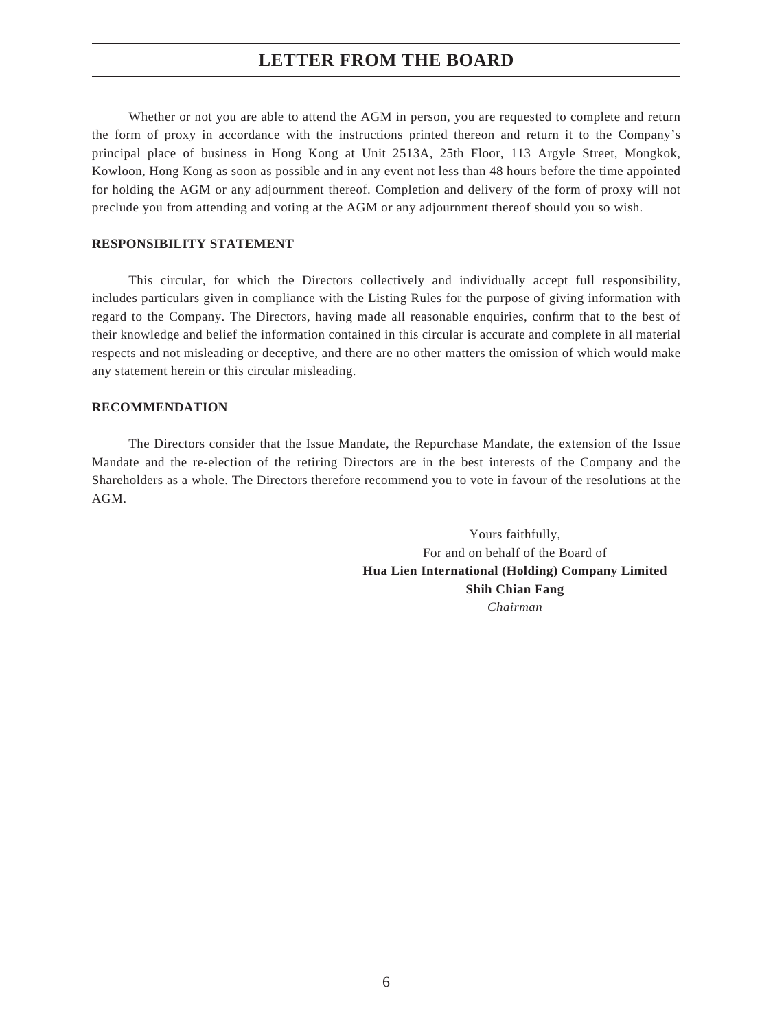# LETTER FROM THE BOARD

Whether or not you are able to attend the AGM in person, you are requested to complete and return the form of proxy in accordance with the instructions printed thereon and return it to the Company's principal place of business in Hong Kong at Unit 2513A, 25th Floor, 113 Argyle Street, Mongkok, Kowloon, Hong Kong as soon as possible and in any event not less than 48 hours before the time appointed for holding the AGM or any adjournment thereof. Completion and delivery of the form of proxy will not preclude you from attending and voting at the AGM or any adjournment thereof should you so wish.

**RESPONSIBILITY STATEMENT**

This circular, for which the Directors collectively and individually accept full responsibility, includes particulars given in compliance with the Listing Rules for the purpose of giving information with regard to the Company. The Directors, having made all reasonable enquiries, confirm that to the best of their knowledge and belief the information contained in this circular is accurate and complete in all material respects and not misleading or deceptive, and there are no other matters the omission of which would make any statement herein or this circular misleading.

**RECOMMENDATION**

The Directors consider that the Issue Mandate, the Repurchase Mandate, the extension of the Issue Mandate and the re-election of the retiring Directors are in the best interests of the Company and the Shareholders as a whole. The Directors therefore recommend you to vote in favour of the resolutions at the AGM.

Yours faithfully,
For and on behalf of the Board of
**Hua Lien International (Holding) Company Limited**
**Shih Chian Fang**
*Chairman*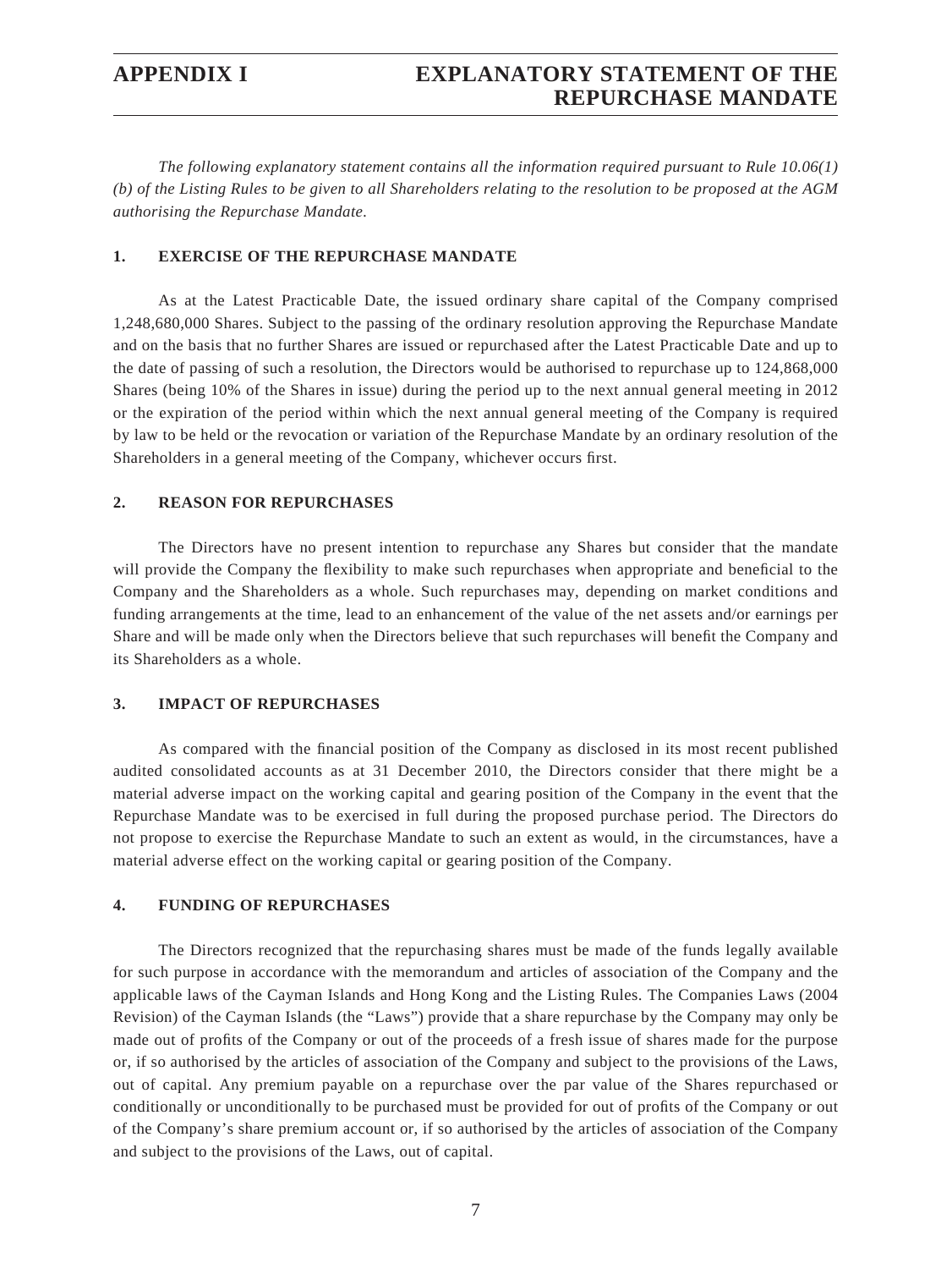# APPENDIX I EXPLANATORY STATEMENT OF THE REPURCHASE MANDATE

*The following explanatory statement contains all the information required pursuant to Rule 10.06(1)(b) of the Listing Rules to be given to all Shareholders relating to the resolution to be proposed at the AGM authorising the Repurchase Mandate.*

## 1. EXERCISE OF THE REPURCHASE MANDATE

As at the Latest Practicable Date, the issued ordinary share capital of the Company comprised 1,248,680,000 Shares. Subject to the passing of the ordinary resolution approving the Repurchase Mandate and on the basis that no further Shares are issued or repurchased after the Latest Practicable Date and up to the date of passing of such a resolution, the Directors would be authorised to repurchase up to 124,868,000 Shares (being 10% of the Shares in issue) during the period up to the next annual general meeting in 2012 or the expiration of the period within which the next annual general meeting of the Company is required by law to be held or the revocation or variation of the Repurchase Mandate by an ordinary resolution of the Shareholders in a general meeting of the Company, whichever occurs first.

## 2. REASON FOR REPURCHASES

The Directors have no present intention to repurchase any Shares but consider that the mandate will provide the Company the flexibility to make such repurchases when appropriate and beneficial to the Company and the Shareholders as a whole. Such repurchases may, depending on market conditions and funding arrangements at the time, lead to an enhancement of the value of the net assets and/or earnings per Share and will be made only when the Directors believe that such repurchases will benefit the Company and its Shareholders as a whole.

## 3. IMPACT OF REPURCHASES

As compared with the financial position of the Company as disclosed in its most recent published audited consolidated accounts as at 31 December 2010, the Directors consider that there might be a material adverse impact on the working capital and gearing position of the Company in the event that the Repurchase Mandate was to be exercised in full during the proposed purchase period. The Directors do not propose to exercise the Repurchase Mandate to such an extent as would, in the circumstances, have a material adverse effect on the working capital or gearing position of the Company.

## 4. FUNDING OF REPURCHASES

The Directors recognized that the repurchasing shares must be made of the funds legally available for such purpose in accordance with the memorandum and articles of association of the Company and the applicable laws of the Cayman Islands and Hong Kong and the Listing Rules. The Companies Laws (2004 Revision) of the Cayman Islands (the "Laws") provide that a share repurchase by the Company may only be made out of profits of the Company or out of the proceeds of a fresh issue of shares made for the purpose or, if so authorised by the articles of association of the Company and subject to the provisions of the Laws, out of capital. Any premium payable on a repurchase over the par value of the Shares repurchased or conditionally or unconditionally to be purchased must be provided for out of profits of the Company or out of the Company's share premium account or, if so authorised by the articles of association of the Company and subject to the provisions of the Laws, out of capital.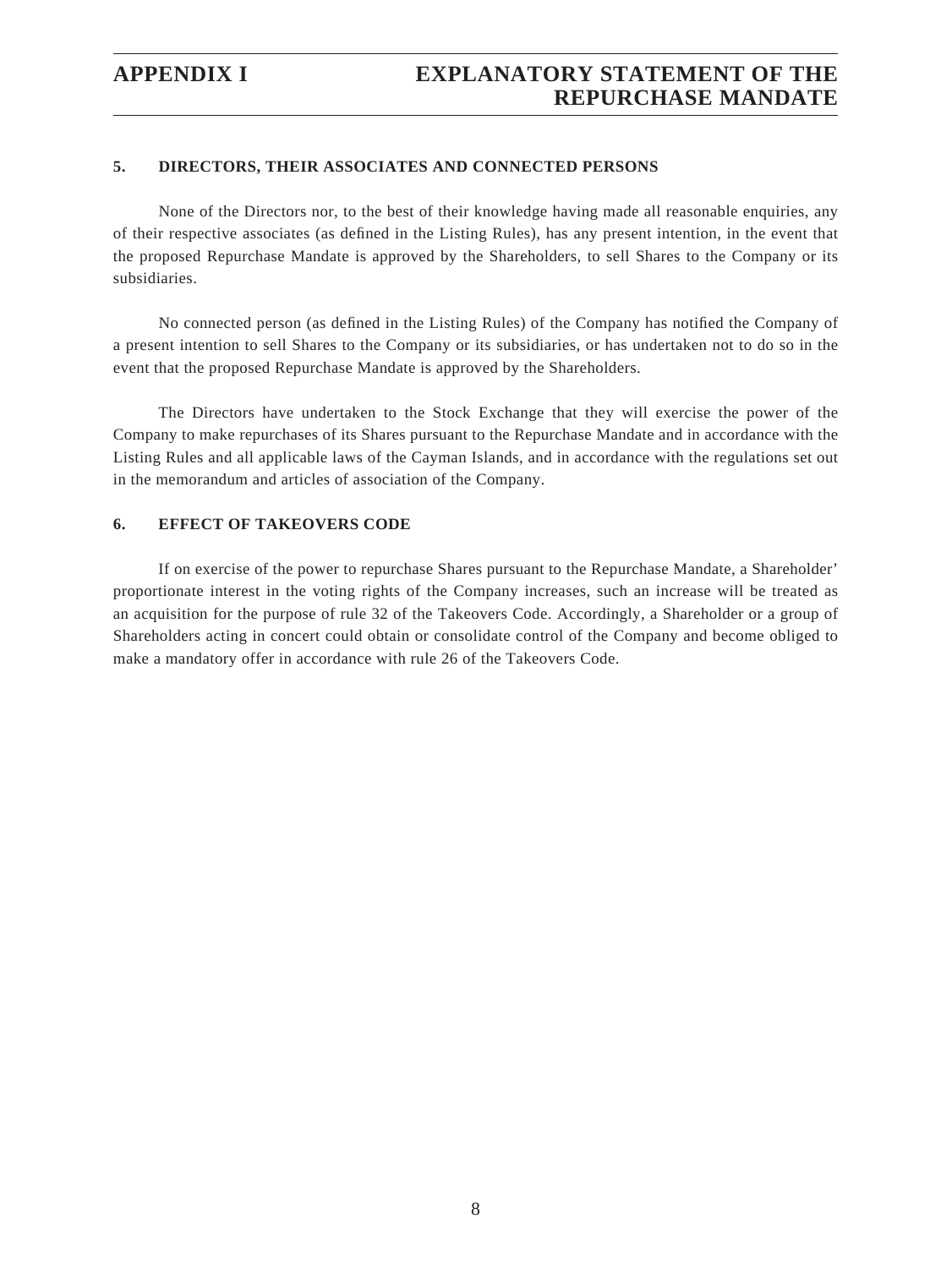## 5. DIRECTORS, THEIR ASSOCIATES AND CONNECTED PERSONS

None of the Directors nor, to the best of their knowledge having made all reasonable enquiries, any of their respective associates (as defined in the Listing Rules), has any present intention, in the event that the proposed Repurchase Mandate is approved by the Shareholders, to sell Shares to the Company or its subsidiaries.

No connected person (as defined in the Listing Rules) of the Company has notified the Company of a present intention to sell Shares to the Company or its subsidiaries, or has undertaken not to do so in the event that the proposed Repurchase Mandate is approved by the Shareholders.

The Directors have undertaken to the Stock Exchange that they will exercise the power of the Company to make repurchases of its Shares pursuant to the Repurchase Mandate and in accordance with the Listing Rules and all applicable laws of the Cayman Islands, and in accordance with the regulations set out in the memorandum and articles of association of the Company.

## 6. EFFECT OF TAKEOVERS CODE

If on exercise of the power to repurchase Shares pursuant to the Repurchase Mandate, a Shareholder' proportionate interest in the voting rights of the Company increases, such an increase will be treated as an acquisition for the purpose of rule 32 of the Takeovers Code. Accordingly, a Shareholder or a group of Shareholders acting in concert could obtain or consolidate control of the Company and become obliged to make a mandatory offer in accordance with rule 26 of the Takeovers Code.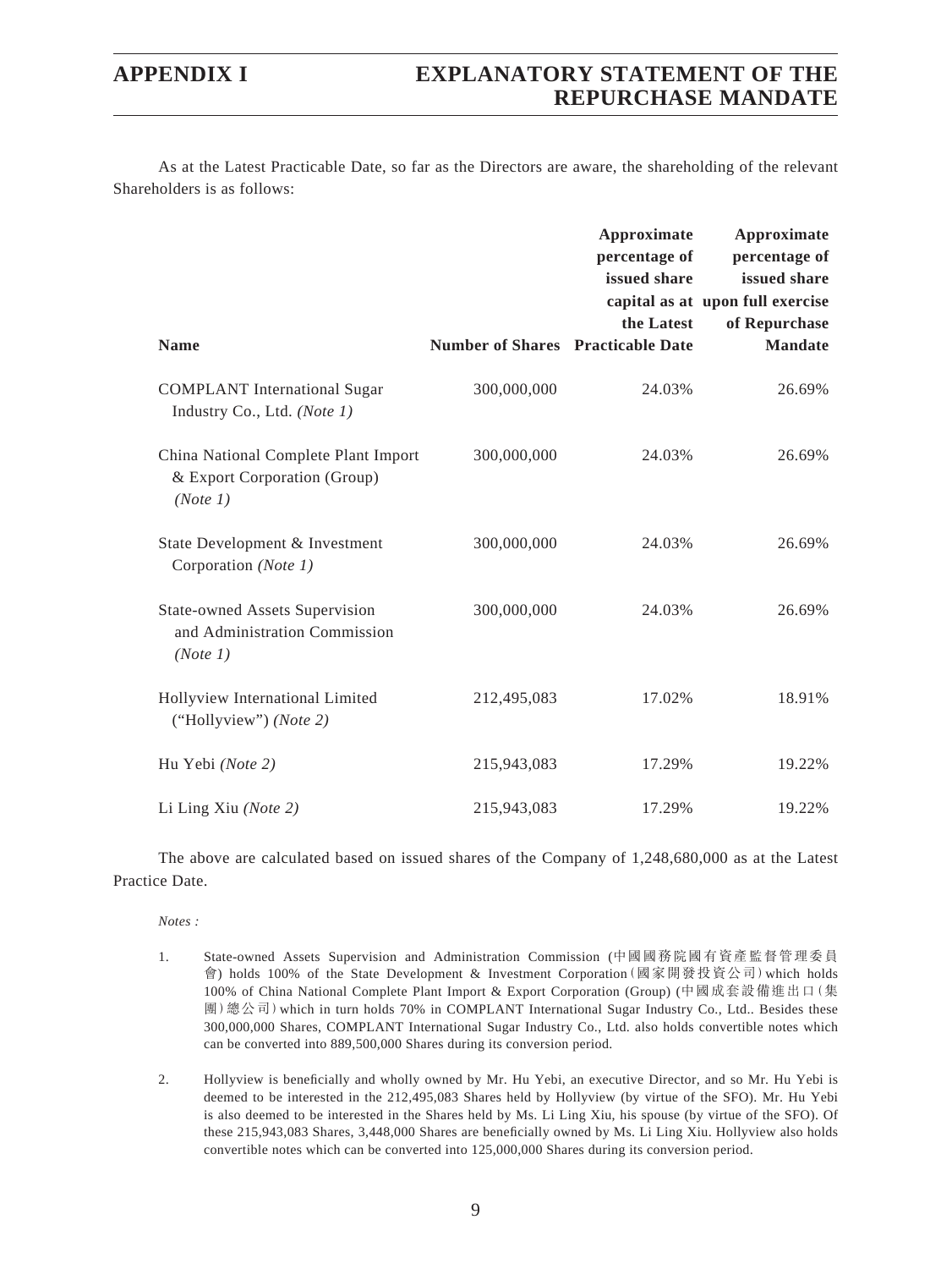As at the Latest Practicable Date, so far as the Directors are aware, the shareholding of the relevant Shareholders is as follows:

| Name | Number of Shares | Approximate percentage of issued share capital as at the Latest Practicable Date | Approximate percentage of issued share upon full exercise of Repurchase Mandate |
|---|---|---|---|
| COMPLANT International Sugar Industry Co., Ltd. *(Note 1)* | 300,000,000 | 24.03% | 26.69% |
| China National Complete Plant Import & Export Corporation (Group) *(Note 1)* | 300,000,000 | 24.03% | 26.69% |
| State Development & Investment Corporation *(Note 1)* | 300,000,000 | 24.03% | 26.69% |
| State-owned Assets Supervision and Administration Commission *(Note 1)* | 300,000,000 | 24.03% | 26.69% |
| Hollyview International Limited ("Hollyview") *(Note 2)* | 212,495,083 | 17.02% | 18.91% |
| Hu Yebi *(Note 2)* | 215,943,083 | 17.29% | 19.22% |
| Li Ling Xiu *(Note 2)* | 215,943,083 | 17.29% | 19.22% |

The above are calculated based on issued shares of the Company of 1,248,680,000 as at the Latest Practice Date.

*Notes :*

1. State-owned Assets Supervision and Administration Commission (中國國務院國有資產監督管理委員會) holds 100% of the State Development & Investment Corporation (國家開發投資公司) which holds 100% of China National Complete Plant Import & Export Corporation (Group) (中國成套設備進出口(集團)總公司) which in turn holds 70% in COMPLANT International Sugar Industry Co., Ltd.. Besides these 300,000,000 Shares, COMPLANT International Sugar Industry Co., Ltd. also holds convertible notes which can be converted into 889,500,000 Shares during its conversion period.

2. Hollyview is beneficially and wholly owned by Mr. Hu Yebi, an executive Director, and so Mr. Hu Yebi is deemed to be interested in the 212,495,083 Shares held by Hollyview (by virtue of the SFO). Mr. Hu Yebi is also deemed to be interested in the Shares held by Ms. Li Ling Xiu, his spouse (by virtue of the SFO). Of these 215,943,083 Shares, 3,448,000 Shares are beneficially owned by Ms. Li Ling Xiu. Hollyview also holds convertible notes which can be converted into 125,000,000 Shares during its conversion period.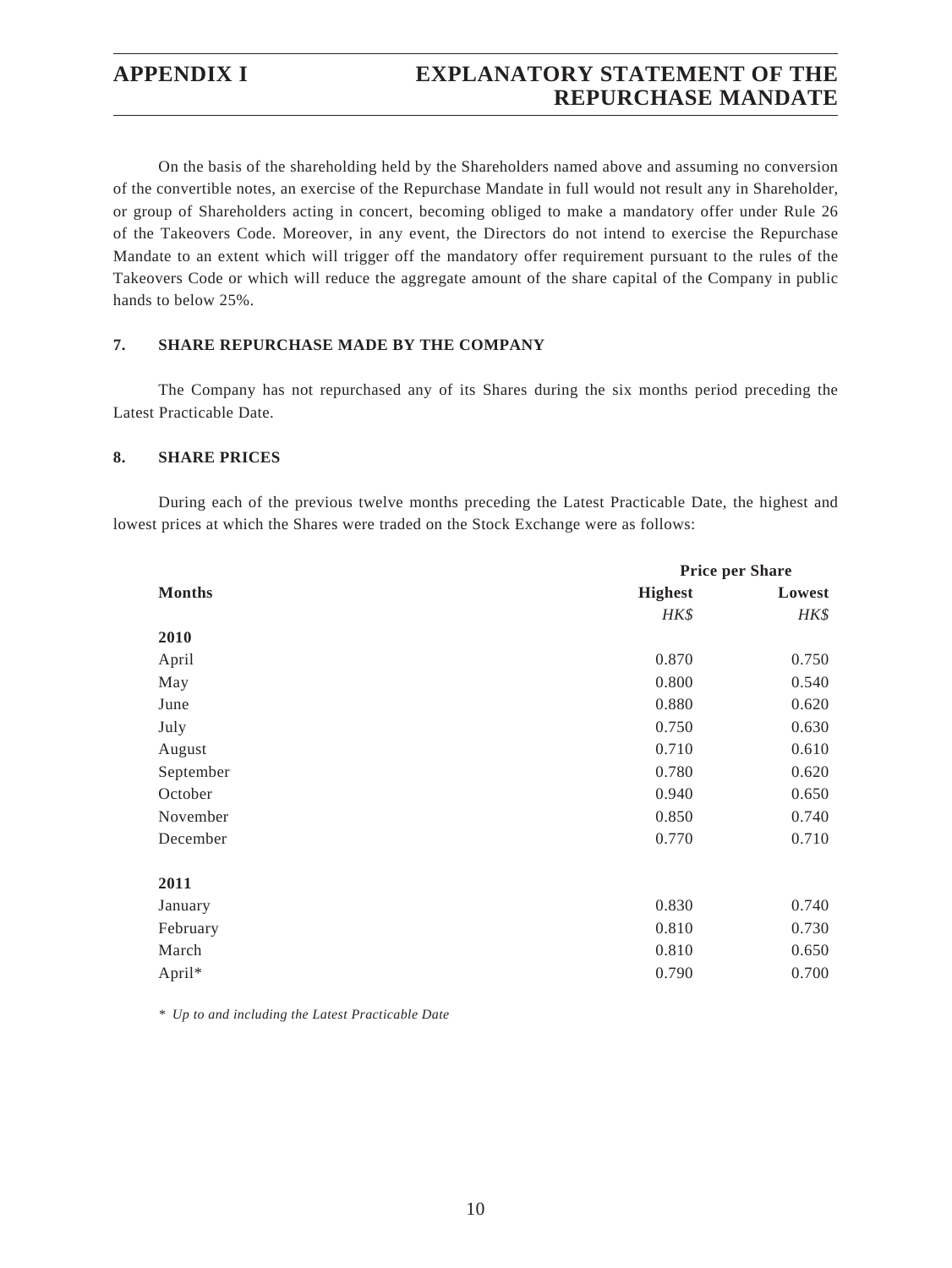On the basis of the shareholding held by the Shareholders named above and assuming no conversion of the convertible notes, an exercise of the Repurchase Mandate in full would not result any in Shareholder, or group of Shareholders acting in concert, becoming obliged to make a mandatory offer under Rule 26 of the Takeovers Code. Moreover, in any event, the Directors do not intend to exercise the Repurchase Mandate to an extent which will trigger off the mandatory offer requirement pursuant to the rules of the Takeovers Code or which will reduce the aggregate amount of the share capital of the Company in public hands to below 25%.

## 7. SHARE REPURCHASE MADE BY THE COMPANY

The Company has not repurchased any of its Shares during the six months period preceding the Latest Practicable Date.

## 8. SHARE PRICES

During each of the previous twelve months preceding the Latest Practicable Date, the highest and lowest prices at which the Shares were traded on the Stock Exchange were as follows:

| | Price per Share | |
|---|---|---|
| **Months** | **Highest** | **Lowest** |
| | *HK$* | *HK$* |
| **2010** | | |
| April | 0.870 | 0.750 |
| May | 0.800 | 0.540 |
| June | 0.880 | 0.620 |
| July | 0.750 | 0.630 |
| August | 0.710 | 0.610 |
| September | 0.780 | 0.620 |
| October | 0.940 | 0.650 |
| November | 0.850 | 0.740 |
| December | 0.770 | 0.710 |
| **2011** | | |
| January | 0.830 | 0.740 |
| February | 0.810 | 0.730 |
| March | 0.810 | 0.650 |
| April* | 0.790 | 0.700 |

*\* Up to and including the Latest Practicable Date*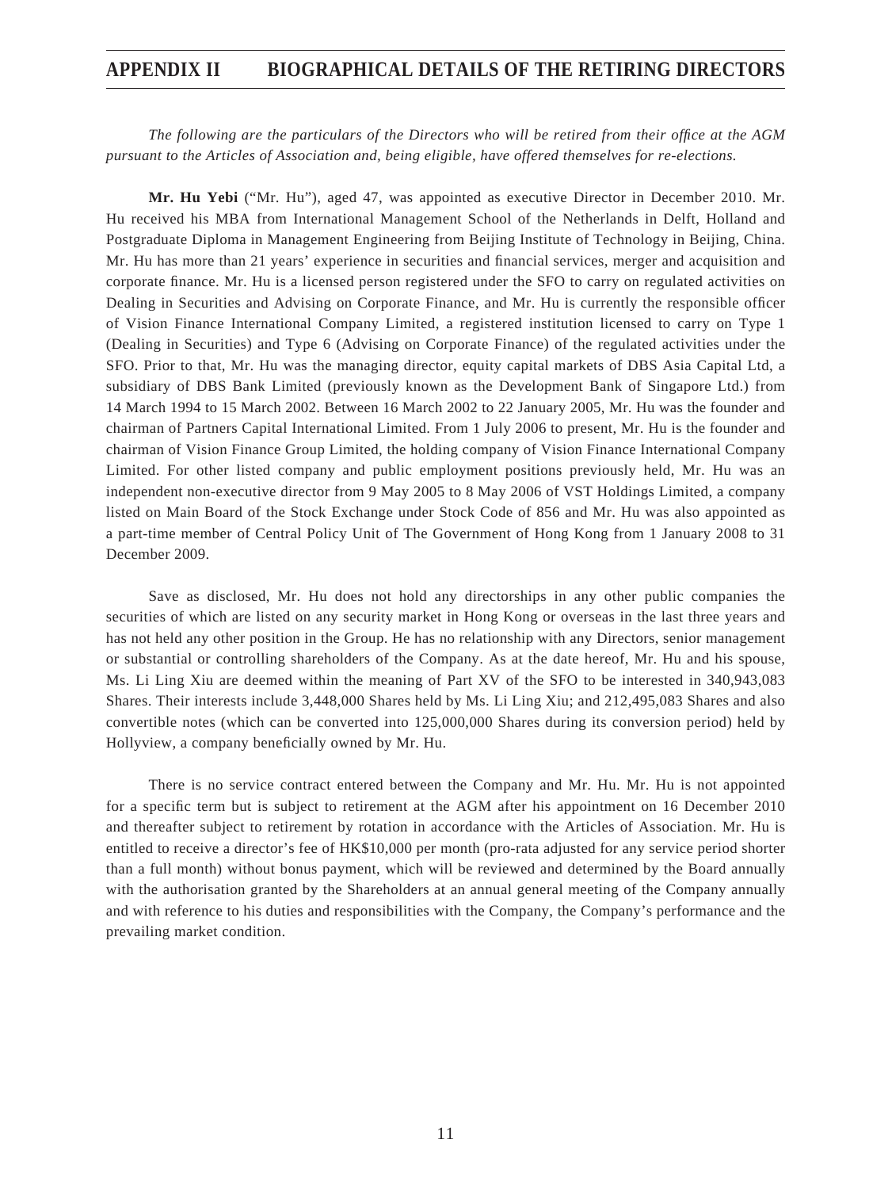# APPENDIX II BIOGRAPHICAL DETAILS OF THE RETIRING DIRECTORS

*The following are the particulars of the Directors who will be retired from their office at the AGM pursuant to the Articles of Association and, being eligible, have offered themselves for re-elections.*

**Mr. Hu Yebi** ("Mr. Hu"), aged 47, was appointed as executive Director in December 2010. Mr. Hu received his MBA from International Management School of the Netherlands in Delft, Holland and Postgraduate Diploma in Management Engineering from Beijing Institute of Technology in Beijing, China. Mr. Hu has more than 21 years' experience in securities and financial services, merger and acquisition and corporate finance. Mr. Hu is a licensed person registered under the SFO to carry on regulated activities on Dealing in Securities and Advising on Corporate Finance, and Mr. Hu is currently the responsible officer of Vision Finance International Company Limited, a registered institution licensed to carry on Type 1 (Dealing in Securities) and Type 6 (Advising on Corporate Finance) of the regulated activities under the SFO. Prior to that, Mr. Hu was the managing director, equity capital markets of DBS Asia Capital Ltd, a subsidiary of DBS Bank Limited (previously known as the Development Bank of Singapore Ltd.) from 14 March 1994 to 15 March 2002. Between 16 March 2002 to 22 January 2005, Mr. Hu was the founder and chairman of Partners Capital International Limited. From 1 July 2006 to present, Mr. Hu is the founder and chairman of Vision Finance Group Limited, the holding company of Vision Finance International Company Limited. For other listed company and public employment positions previously held, Mr. Hu was an independent non-executive director from 9 May 2005 to 8 May 2006 of VST Holdings Limited, a company listed on Main Board of the Stock Exchange under Stock Code of 856 and Mr. Hu was also appointed as a part-time member of Central Policy Unit of The Government of Hong Kong from 1 January 2008 to 31 December 2009.

Save as disclosed, Mr. Hu does not hold any directorships in any other public companies the securities of which are listed on any security market in Hong Kong or overseas in the last three years and has not held any other position in the Group. He has no relationship with any Directors, senior management or substantial or controlling shareholders of the Company. As at the date hereof, Mr. Hu and his spouse, Ms. Li Ling Xiu are deemed within the meaning of Part XV of the SFO to be interested in 340,943,083 Shares. Their interests include 3,448,000 Shares held by Ms. Li Ling Xiu; and 212,495,083 Shares and also convertible notes (which can be converted into 125,000,000 Shares during its conversion period) held by Hollyview, a company beneficially owned by Mr. Hu.

There is no service contract entered between the Company and Mr. Hu. Mr. Hu is not appointed for a specific term but is subject to retirement at the AGM after his appointment on 16 December 2010 and thereafter subject to retirement by rotation in accordance with the Articles of Association. Mr. Hu is entitled to receive a director's fee of HK$10,000 per month (pro-rata adjusted for any service period shorter than a full month) without bonus payment, which will be reviewed and determined by the Board annually with the authorisation granted by the Shareholders at an annual general meeting of the Company annually and with reference to his duties and responsibilities with the Company, the Company's performance and the prevailing market condition.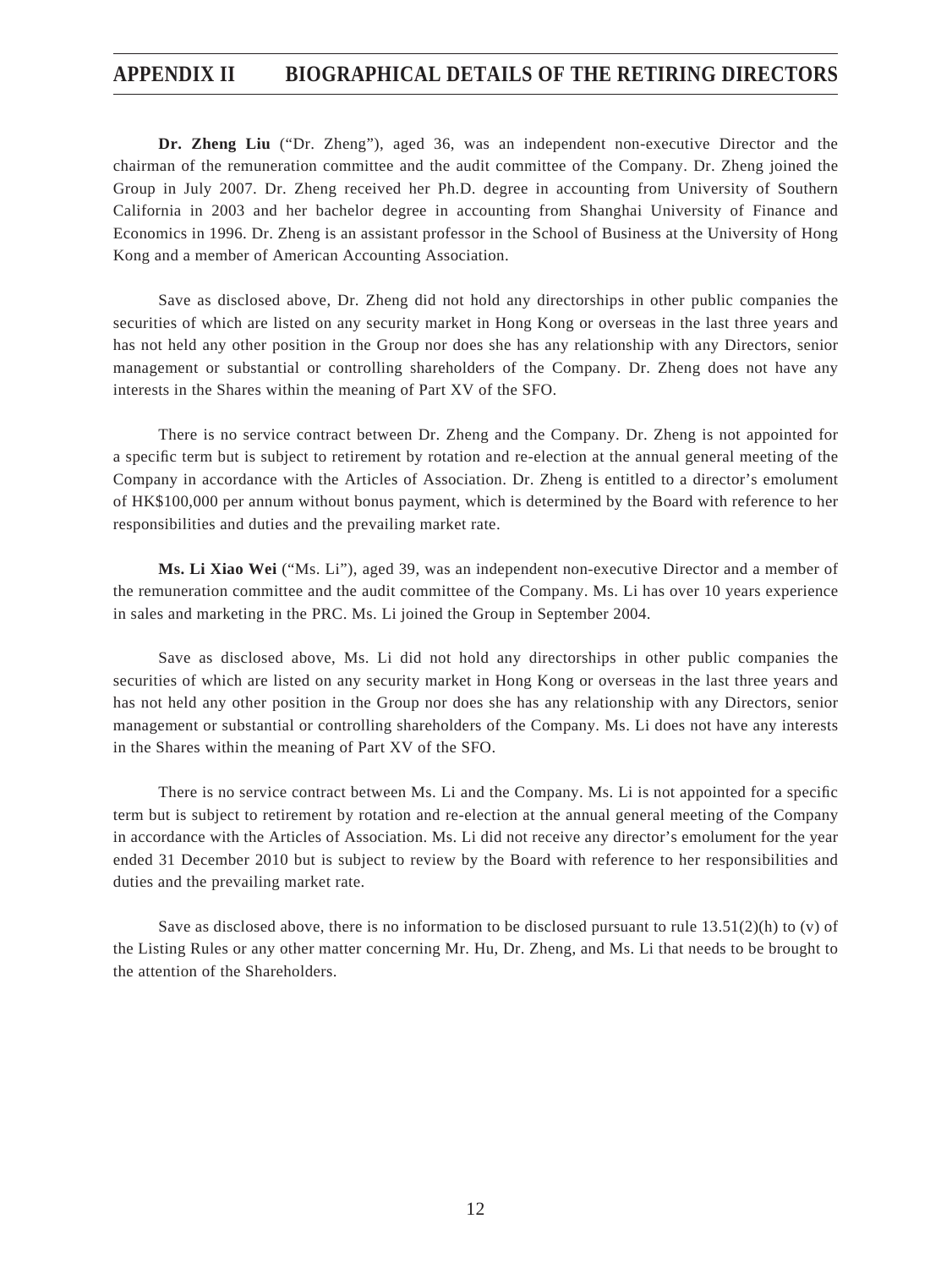## APPENDIX II BIOGRAPHICAL DETAILS OF THE RETIRING DIRECTORS

**Dr. Zheng Liu** ("Dr. Zheng"), aged 36, was an independent non-executive Director and the chairman of the remuneration committee and the audit committee of the Company. Dr. Zheng joined the Group in July 2007. Dr. Zheng received her Ph.D. degree in accounting from University of Southern California in 2003 and her bachelor degree in accounting from Shanghai University of Finance and Economics in 1996. Dr. Zheng is an assistant professor in the School of Business at the University of Hong Kong and a member of American Accounting Association.

Save as disclosed above, Dr. Zheng did not hold any directorships in other public companies the securities of which are listed on any security market in Hong Kong or overseas in the last three years and has not held any other position in the Group nor does she has any relationship with any Directors, senior management or substantial or controlling shareholders of the Company. Dr. Zheng does not have any interests in the Shares within the meaning of Part XV of the SFO.

There is no service contract between Dr. Zheng and the Company. Dr. Zheng is not appointed for a specific term but is subject to retirement by rotation and re-election at the annual general meeting of the Company in accordance with the Articles of Association. Dr. Zheng is entitled to a director's emolument of HK$100,000 per annum without bonus payment, which is determined by the Board with reference to her responsibilities and duties and the prevailing market rate.

**Ms. Li Xiao Wei** ("Ms. Li"), aged 39, was an independent non-executive Director and a member of the remuneration committee and the audit committee of the Company. Ms. Li has over 10 years experience in sales and marketing in the PRC. Ms. Li joined the Group in September 2004.

Save as disclosed above, Ms. Li did not hold any directorships in other public companies the securities of which are listed on any security market in Hong Kong or overseas in the last three years and has not held any other position in the Group nor does she has any relationship with any Directors, senior management or substantial or controlling shareholders of the Company. Ms. Li does not have any interests in the Shares within the meaning of Part XV of the SFO.

There is no service contract between Ms. Li and the Company. Ms. Li is not appointed for a specific term but is subject to retirement by rotation and re-election at the annual general meeting of the Company in accordance with the Articles of Association. Ms. Li did not receive any director's emolument for the year ended 31 December 2010 but is subject to review by the Board with reference to her responsibilities and duties and the prevailing market rate.

Save as disclosed above, there is no information to be disclosed pursuant to rule 13.51(2)(h) to (v) of the Listing Rules or any other matter concerning Mr. Hu, Dr. Zheng, and Ms. Li that needs to be brought to the attention of the Shareholders.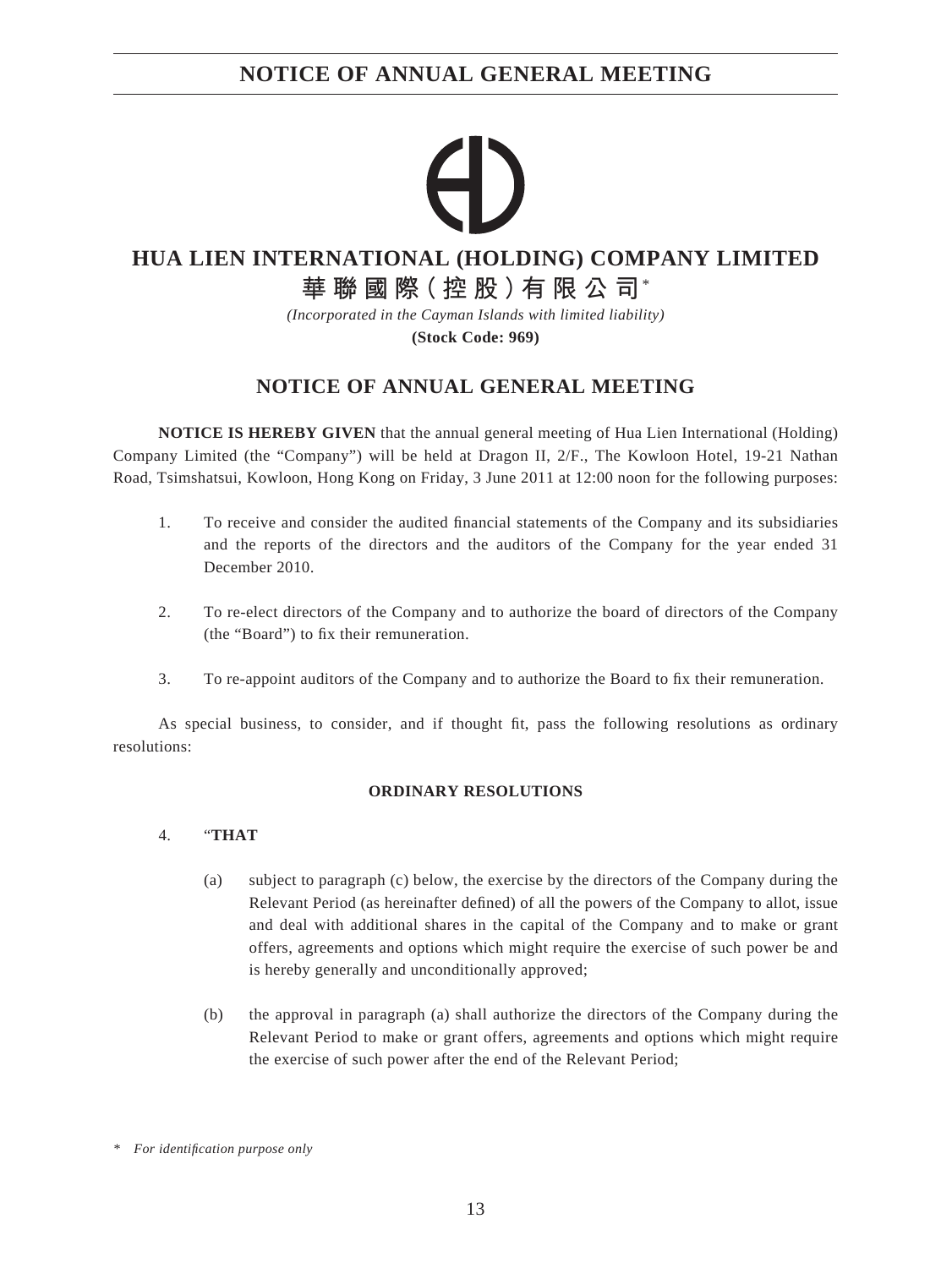# HUA LIEN INTERNATIONAL (HOLDING) COMPANY LIMITED

# 華聯國際（控股）有限公司*

*(Incorporated in the Cayman Islands with limited liability)*

**(Stock Code: 969)**

## NOTICE OF ANNUAL GENERAL MEETING

**NOTICE IS HEREBY GIVEN** that the annual general meeting of Hua Lien International (Holding) Company Limited (the "Company") will be held at Dragon II, 2/F., The Kowloon Hotel, 19-21 Nathan Road, Tsimshatsui, Kowloon, Hong Kong on Friday, 3 June 2011 at 12:00 noon for the following purposes:

1. To receive and consider the audited financial statements of the Company and its subsidiaries and the reports of the directors and the auditors of the Company for the year ended 31 December 2010.

2. To re-elect directors of the Company and to authorize the board of directors of the Company (the "Board") to fix their remuneration.

3. To re-appoint auditors of the Company and to authorize the Board to fix their remuneration.

As special business, to consider, and if thought fit, pass the following resolutions as ordinary resolutions:

**ORDINARY RESOLUTIONS**

4. "**THAT**

   (a) subject to paragraph (c) below, the exercise by the directors of the Company during the Relevant Period (as hereinafter defined) of all the powers of the Company to allot, issue and deal with additional shares in the capital of the Company and to make or grant offers, agreements and options which might require the exercise of such power be and is hereby generally and unconditionally approved;

   (b) the approval in paragraph (a) shall authorize the directors of the Company during the Relevant Period to make or grant offers, agreements and options which might require the exercise of such power after the end of the Relevant Period;

\* *For identification purpose only*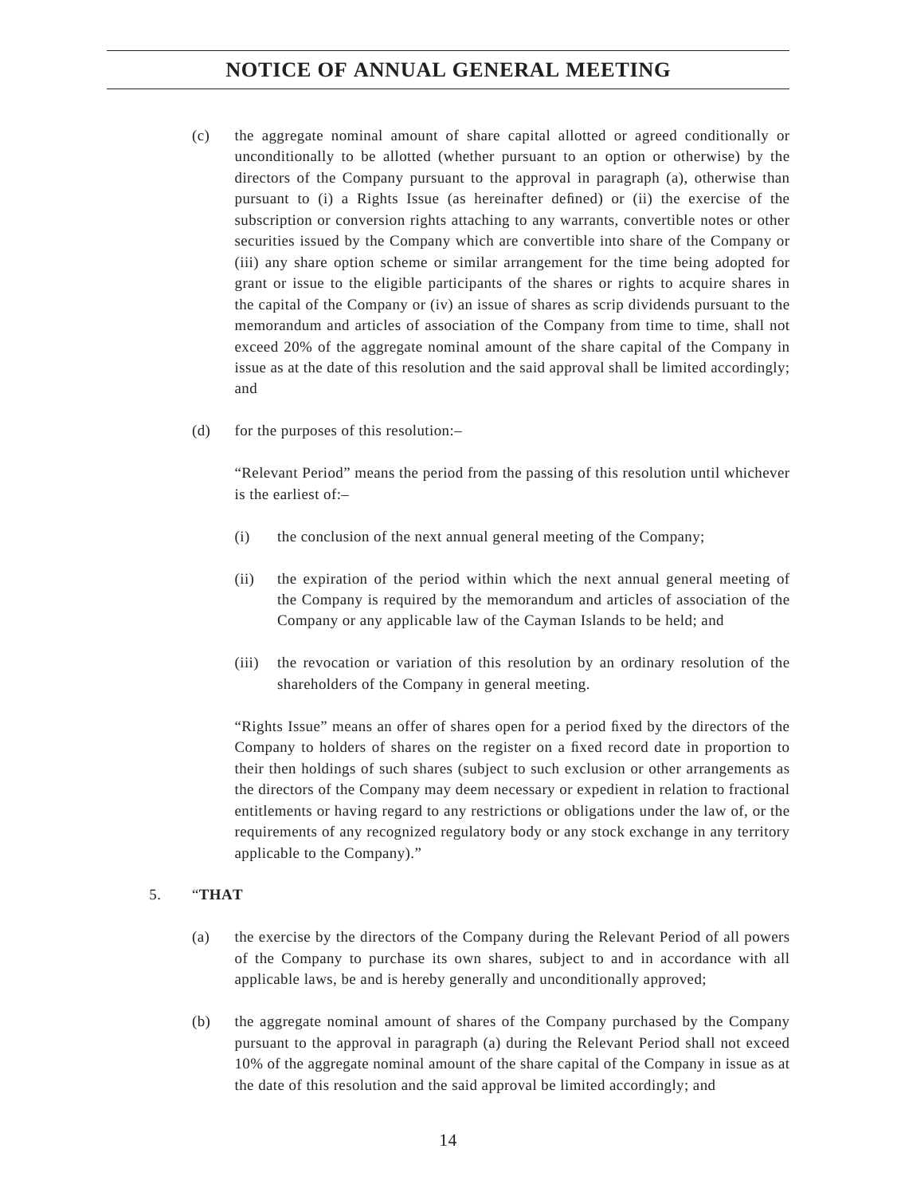(c) the aggregate nominal amount of share capital allotted or agreed conditionally or unconditionally to be allotted (whether pursuant to an option or otherwise) by the directors of the Company pursuant to the approval in paragraph (a), otherwise than pursuant to (i) a Rights Issue (as hereinafter defined) or (ii) the exercise of the subscription or conversion rights attaching to any warrants, convertible notes or other securities issued by the Company which are convertible into share of the Company or (iii) any share option scheme or similar arrangement for the time being adopted for grant or issue to the eligible participants of the shares or rights to acquire shares in the capital of the Company or (iv) an issue of shares as scrip dividends pursuant to the memorandum and articles of association of the Company from time to time, shall not exceed 20% of the aggregate nominal amount of the share capital of the Company in issue as at the date of this resolution and the said approval shall be limited accordingly; and

(d) for the purposes of this resolution:–

"Relevant Period" means the period from the passing of this resolution until whichever is the earliest of:–

(i) the conclusion of the next annual general meeting of the Company;

(ii) the expiration of the period within which the next annual general meeting of the Company is required by the memorandum and articles of association of the Company or any applicable law of the Cayman Islands to be held; and

(iii) the revocation or variation of this resolution by an ordinary resolution of the shareholders of the Company in general meeting.

"Rights Issue" means an offer of shares open for a period fixed by the directors of the Company to holders of shares on the register on a fixed record date in proportion to their then holdings of such shares (subject to such exclusion or other arrangements as the directors of the Company may deem necessary or expedient in relation to fractional entitlements or having regard to any restrictions or obligations under the law of, or the requirements of any recognized regulatory body or any stock exchange in any territory applicable to the Company)."

5. "**THAT**

(a) the exercise by the directors of the Company during the Relevant Period of all powers of the Company to purchase its own shares, subject to and in accordance with all applicable laws, be and is hereby generally and unconditionally approved;

(b) the aggregate nominal amount of shares of the Company purchased by the Company pursuant to the approval in paragraph (a) during the Relevant Period shall not exceed 10% of the aggregate nominal amount of the share capital of the Company in issue as at the date of this resolution and the said approval be limited accordingly; and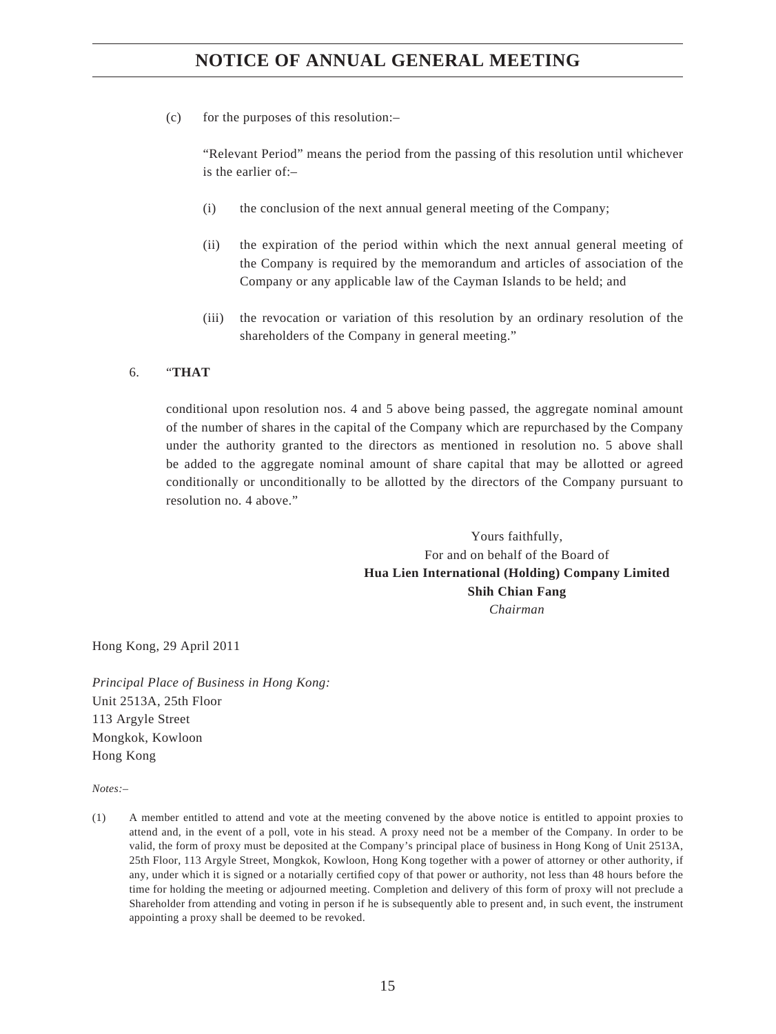(c) for the purposes of this resolution:–

"Relevant Period" means the period from the passing of this resolution until whichever is the earlier of:–

(i) the conclusion of the next annual general meeting of the Company;

(ii) the expiration of the period within which the next annual general meeting of the Company is required by the memorandum and articles of association of the Company or any applicable law of the Cayman Islands to be held; and

(iii) the revocation or variation of this resolution by an ordinary resolution of the shareholders of the Company in general meeting."

6. "**THAT**

conditional upon resolution nos. 4 and 5 above being passed, the aggregate nominal amount of the number of shares in the capital of the Company which are repurchased by the Company under the authority granted to the directors as mentioned in resolution no. 5 above shall be added to the aggregate nominal amount of share capital that may be allotted or agreed conditionally or unconditionally to be allotted by the directors of the Company pursuant to resolution no. 4 above."

Yours faithfully,
For and on behalf of the Board of
**Hua Lien International (Holding) Company Limited**
**Shih Chian Fang**
*Chairman*

Hong Kong, 29 April 2011

*Principal Place of Business in Hong Kong:*
Unit 2513A, 25th Floor
113 Argyle Street
Mongkok, Kowloon
Hong Kong

*Notes:–*

(1) A member entitled to attend and vote at the meeting convened by the above notice is entitled to appoint proxies to attend and, in the event of a poll, vote in his stead. A proxy need not be a member of the Company. In order to be valid, the form of proxy must be deposited at the Company's principal place of business in Hong Kong of Unit 2513A, 25th Floor, 113 Argyle Street, Mongkok, Kowloon, Hong Kong together with a power of attorney or other authority, if any, under which it is signed or a notarially certified copy of that power or authority, not less than 48 hours before the time for holding the meeting or adjourned meeting. Completion and delivery of this form of proxy will not preclude a Shareholder from attending and voting in person if he is subsequently able to present and, in such event, the instrument appointing a proxy shall be deemed to be revoked.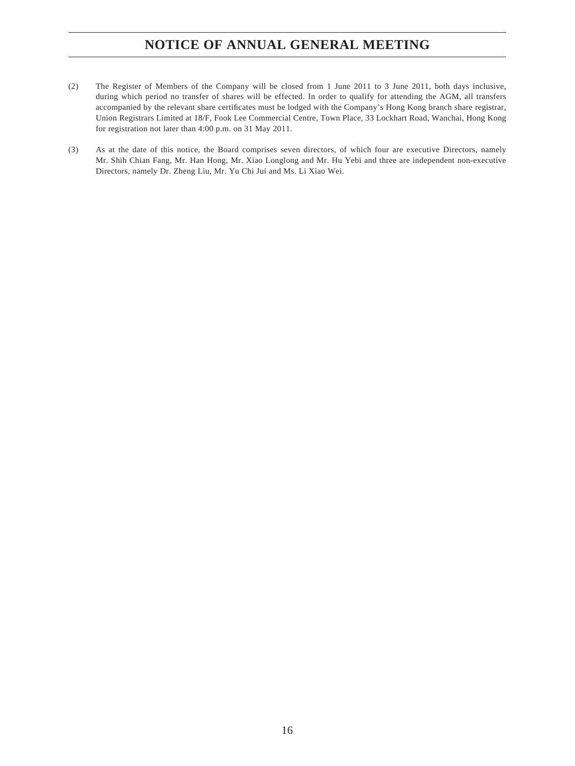# NOTICE OF ANNUAL GENERAL MEETING

(2) The Register of Members of the Company will be closed from 1 June 2011 to 3 June 2011, both days inclusive, during which period no transfer of shares will be effected. In order to qualify for attending the AGM, all transfers accompanied by the relevant share certificates must be lodged with the Company's Hong Kong branch share registrar, Union Registrars Limited at 18/F, Fook Lee Commercial Centre, Town Place, 33 Lockhart Road, Wanchai, Hong Kong for registration not later than 4:00 p.m. on 31 May 2011.

(3) As at the date of this notice, the Board comprises seven directors, of which four are executive Directors, namely Mr. Shih Chian Fang, Mr. Han Hong, Mr. Xiao Longlong and Mr. Hu Yebi and three are independent non-executive Directors, namely Dr. Zheng Liu, Mr. Yu Chi Jui and Ms. Li Xiao Wei.